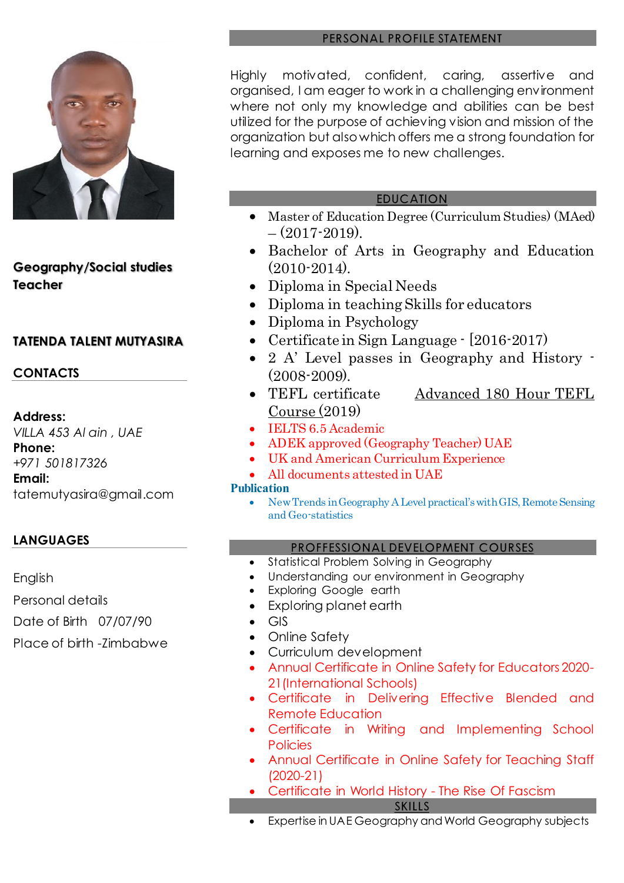**Geography/Social studies Teacher**

**TATENDA TALENT MUTYASIRA**

## CONTACTS

**Address:**
*VILLA 453 Al ain , UAE*
**Phone:**
*+971 501817326*
**Email:**
tatemutyasira@gmail.com

## LANGUAGES

English
Personal details
Date of Birth 07/07/90
Place of birth -Zimbabwe

## PERSONAL PROFILE STATEMENT

Highly motivated, confident, caring, assertive and organised, I am eager to work in a challenging environment where not only my knowledge and abilities can be best utilized for the purpose of achieving vision and mission of the organization but also which offers me a strong foundation for learning and exposes me to new challenges.

## EDUCATION

- Master of Education Degree (Curriculum Studies) (MAed) – (2017-2019).
- Bachelor of Arts in Geography and Education (2010-2014).
- Diploma in Special Needs
- Diploma in teaching Skills for educators
- Diploma in Psychology
- Certificate in Sign Language - [2016-2017)
- 2 A' Level passes in Geography and History - (2008-2009).
- TEFL certificate Advanced 180 Hour TEFL Course (2019)
- IELTS 6.5 Academic
- ADEK approved (Geography Teacher) UAE
- UK and American Curriculum Experience
- All documents attested in UAE

**Publication**

- New Trends in Geography A Level practical's with GIS, Remote Sensing and Geo-statistics

## PROFFESSIONAL DEVELOPMENT COURSES

- Statistical Problem Solving in Geography
- Understanding our environment in Geography
- Exploring Google earth
- Exploring planet earth
- GIS
- Online Safety
- Curriculum development
- Annual Certificate in Online Safety for Educators 2020-21 (International Schools)
- Certificate in Delivering Effective Blended and Remote Education
- Certificate in Writing and Implementing School Policies
- Annual Certificate in Online Safety for Teaching Staff (2020-21)
- Certificate in World History - The Rise Of Fascism

## SKILLS

- Expertise in UAE Geography and World Geography subjects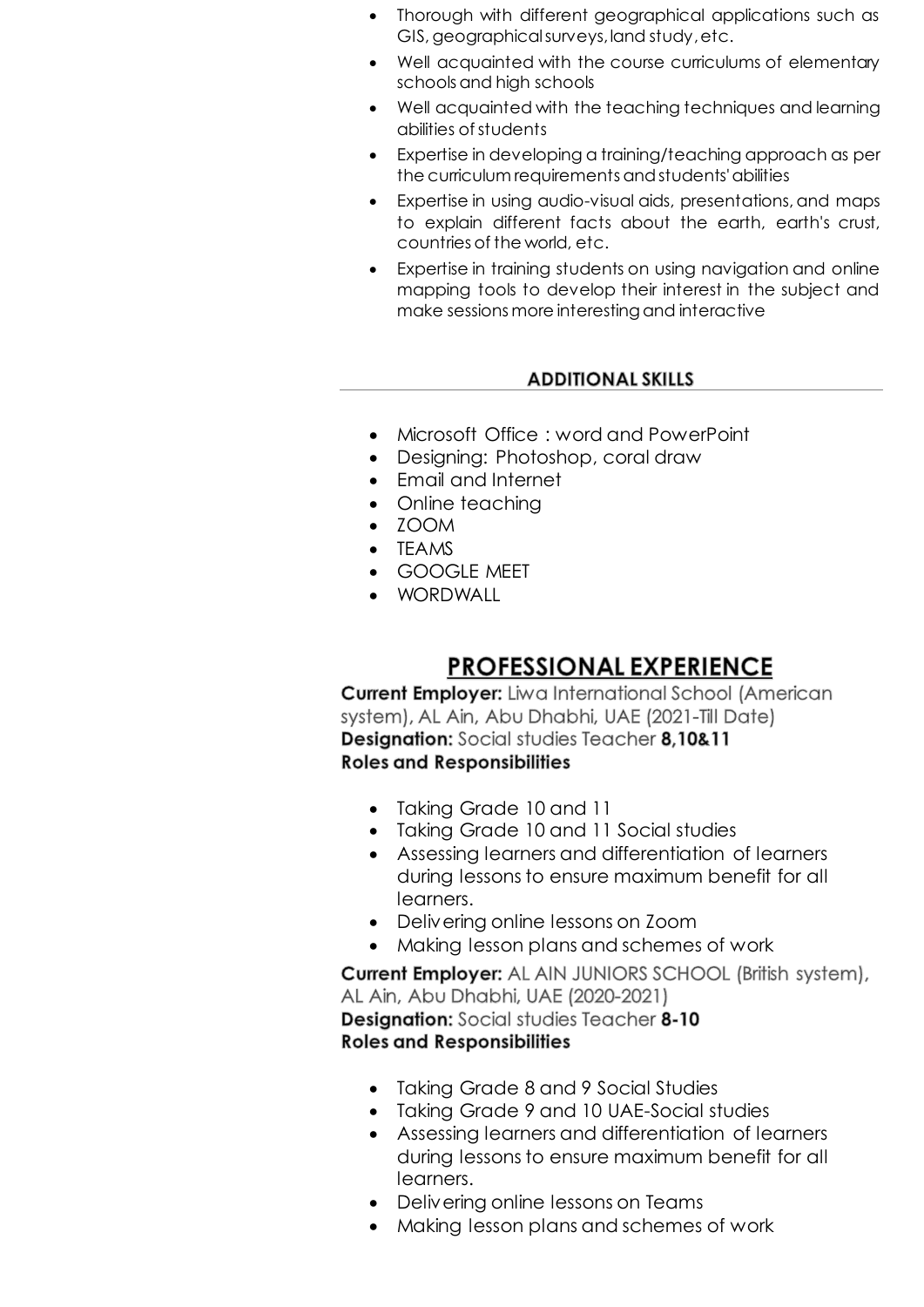- Thorough with different geographical applications such as GIS, geographical surveys, land study, etc.
- Well acquainted with the course curriculums of elementary schools and high schools
- Well acquainted with the teaching techniques and learning abilities of students
- Expertise in developing a training/teaching approach as per the curriculum requirements and students' abilities
- Expertise in using audio-visual aids, presentations, and maps to explain different facts about the earth, earth's crust, countries of the world, etc.
- Expertise in training students on using navigation and online mapping tools to develop their interest in the subject and make sessions more interesting and interactive

## ADDITIONAL SKILLS

- Microsoft Office : word and PowerPoint
- Designing: Photoshop, coral draw
- Email and Internet
- Online teaching
- ZOOM
- TEAMS
- GOOGLE MEET
- WORDWALL

## PROFESSIONAL EXPERIENCE

**Current Employer:** Liwa International School (American system), AL Ain, Abu Dhabhi, UAE (2021-Till Date)
**Designation:** Social studies Teacher **8,10&11**
**Roles and Responsibilities**

- Taking Grade 10 and 11
- Taking Grade 10 and 11 Social studies
- Assessing learners and differentiation of learners during lessons to ensure maximum benefit for all learners.
- Delivering online lessons on Zoom
- Making lesson plans and schemes of work

**Current Employer:** AL AIN JUNIORS SCHOOL (British system), AL Ain, Abu Dhabhi, UAE (2020-2021)
**Designation:** Social studies Teacher **8-10**
**Roles and Responsibilities**

- Taking Grade 8 and 9 Social Studies
- Taking Grade 9 and 10 UAE-Social studies
- Assessing learners and differentiation of learners during lessons to ensure maximum benefit for all learners.
- Delivering online lessons on Teams
- Making lesson plans and schemes of work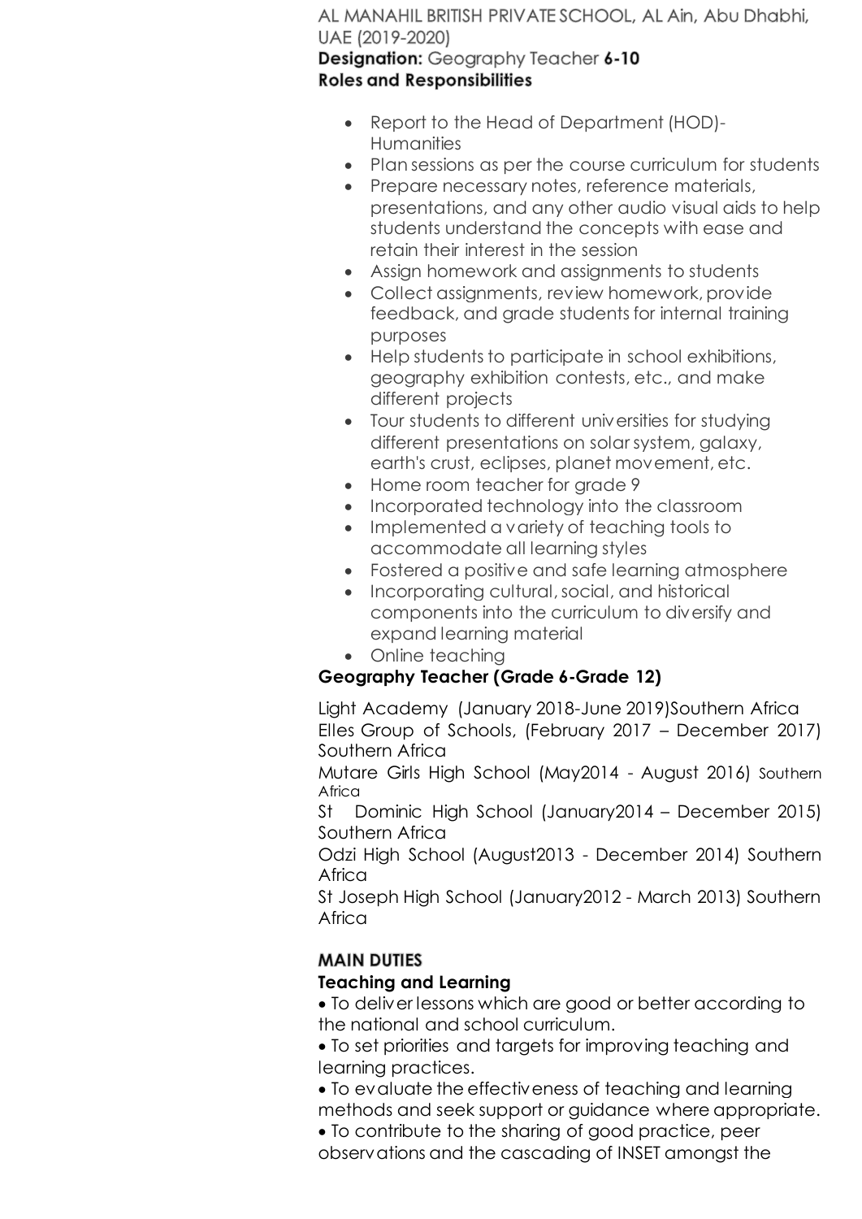AL MANAHIL BRITISH PRIVATE SCHOOL, AL Ain, Abu Dhabi, UAE (2019-2020)

**Designation:** Geography Teacher **6-10**

**Roles and Responsibilities**

- Report to the Head of Department (HOD)- Humanities
- Plan sessions as per the course curriculum for students
- Prepare necessary notes, reference materials, presentations, and any other audio visual aids to help students understand the concepts with ease and retain their interest in the session
- Assign homework and assignments to students
- Collect assignments, review homework, provide feedback, and grade students for internal training purposes
- Help students to participate in school exhibitions, geography exhibition contests, etc., and make different projects
- Tour students to different universities for studying different presentations on solar system, galaxy, earth's crust, eclipses, planet movement, etc.
- Home room teacher for grade 9
- Incorporated technology into the classroom
- Implemented a variety of teaching tools to accommodate all learning styles
- Fostered a positive and safe learning atmosphere
- Incorporating cultural, social, and historical components into the curriculum to diversify and expand learning material
- Online teaching

**Geography Teacher (Grade 6-Grade 12)**

Light Academy (January 2018-June 2019)Southern Africa

Elles Group of Schools, (February 2017 – December 2017) Southern Africa

Mutare Girls High School (May2014 - August 2016) Southern Africa

St Dominic High School (January2014 – December 2015) Southern Africa

Odzi High School (August2013 - December 2014) Southern Africa

St Joseph High School (January2012 - March 2013) Southern Africa

**MAIN DUTIES**

**Teaching and Learning**

- To deliver lessons which are good or better according to the national and school curriculum.
- To set priorities and targets for improving teaching and learning practices.
- To evaluate the effectiveness of teaching and learning methods and seek support or guidance where appropriate.
- To contribute to the sharing of good practice, peer observations and the cascading of INSET amongst the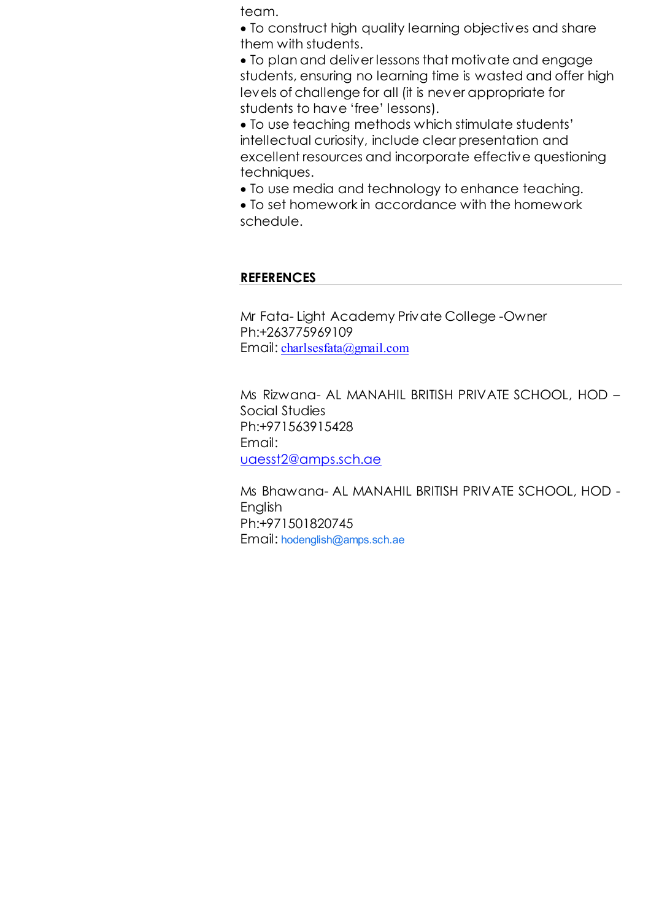team.

- To construct high quality learning objectives and share them with students.
- To plan and deliver lessons that motivate and engage students, ensuring no learning time is wasted and offer high levels of challenge for all (it is never appropriate for students to have 'free' lessons).
- To use teaching methods which stimulate students' intellectual curiosity, include clear presentation and excellent resources and incorporate effective questioning techniques.
- To use media and technology to enhance teaching.
- To set homework in accordance with the homework schedule.

## REFERENCES

Mr Fata- Light Academy Private College -Owner
Ph:+263775969109
Email: charlsesfata@gmail.com

Ms Rizwana- AL MANAHIL BRITISH PRIVATE SCHOOL, HOD – Social Studies
Ph:+971563915428
Email:
uaesst2@amps.sch.ae

Ms Bhawana- AL MANAHIL BRITISH PRIVATE SCHOOL, HOD - English
Ph:+971501820745
Email: hodenglish@amps.sch.ae